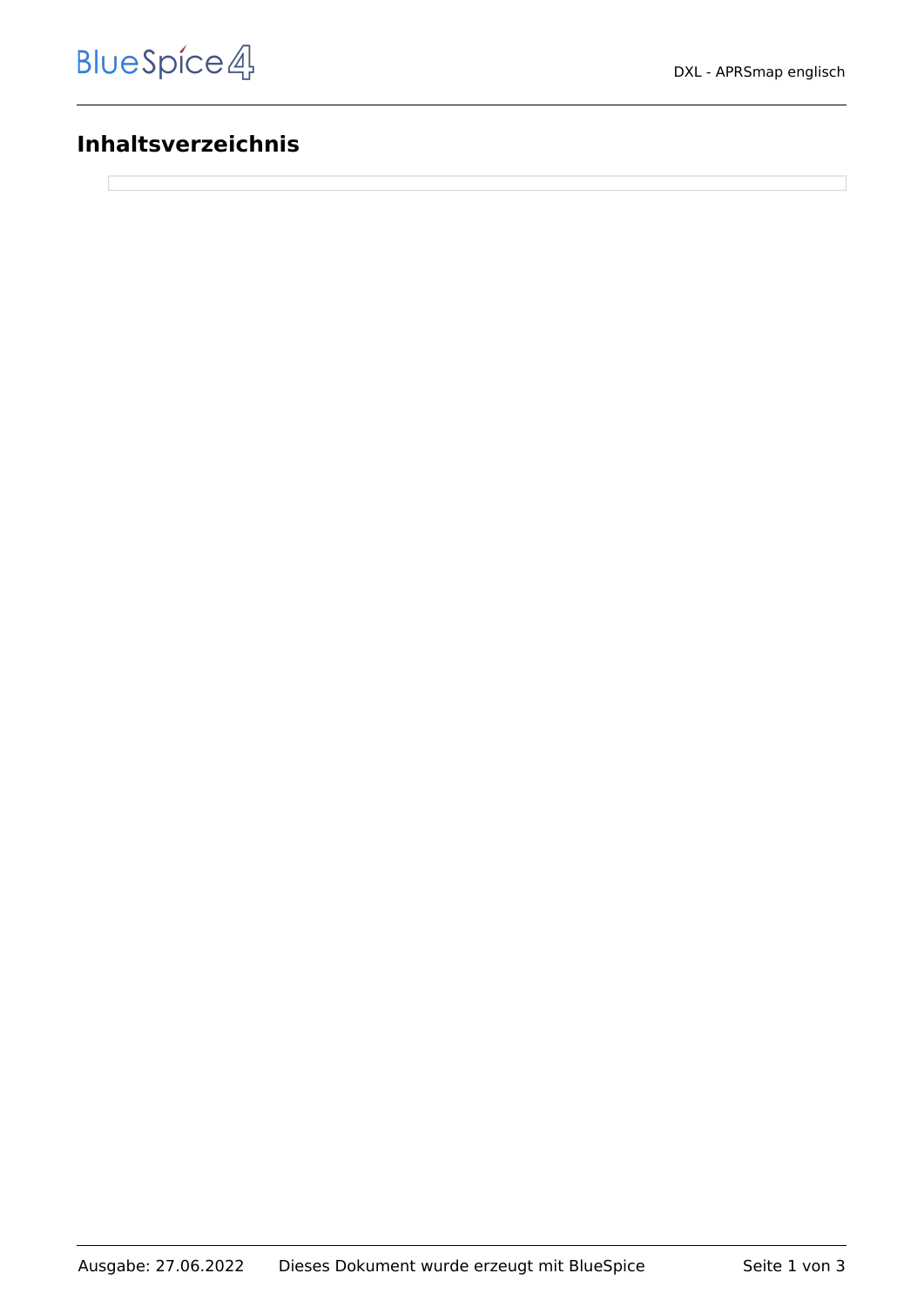## Inhaltsverzeichnis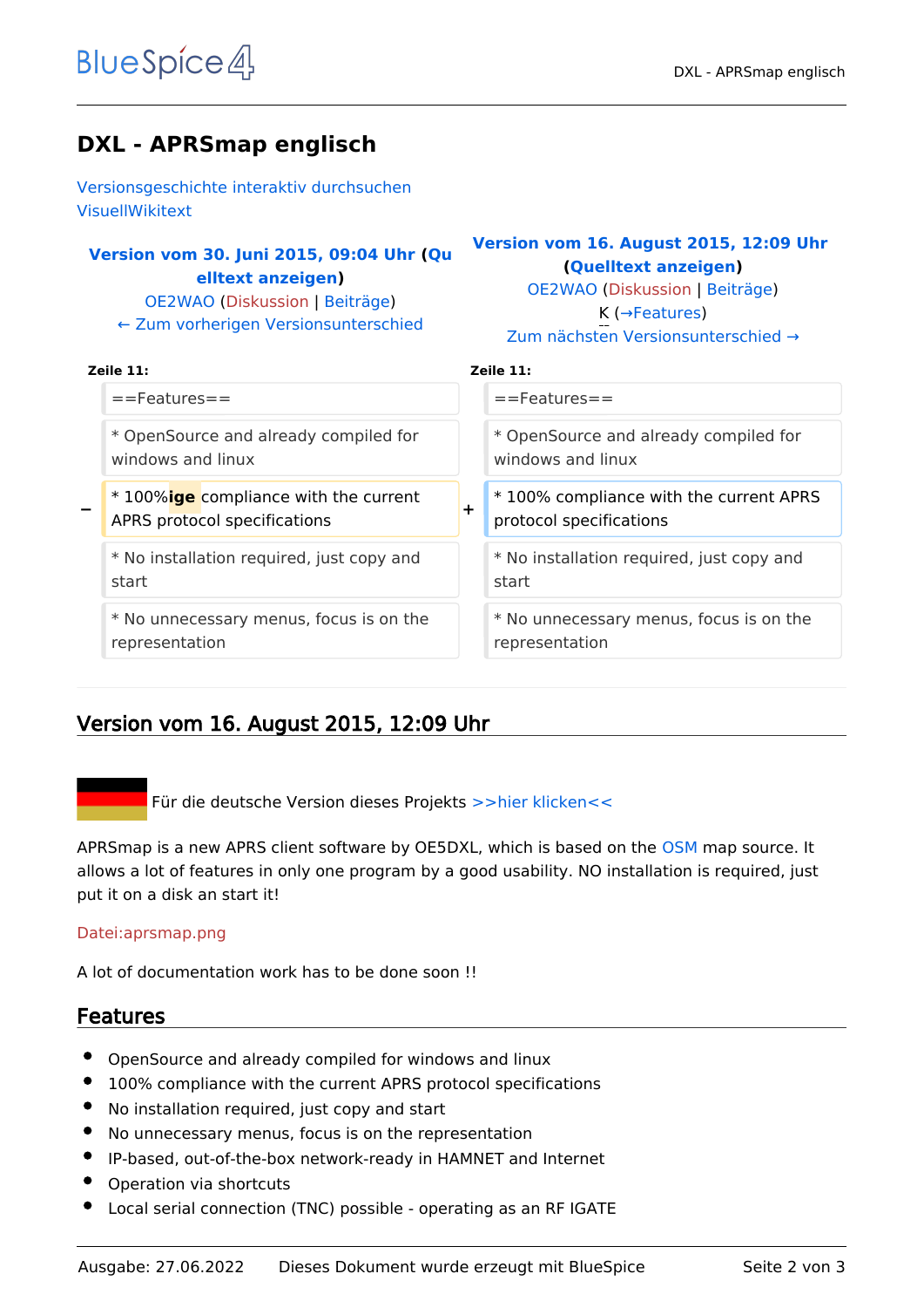# DXL - APRSmap englisch

Versionsgeschichte interaktiv durchsuchen
VisuellWikitext

| Version vom 30. Juni 2015, 09:04 Uhr (Quelltext anzeigen) OE2WAO (Diskussion \| Beiträge) ← Zum vorherigen Versionsunterschied | | Version vom 16. August 2015, 12:09 Uhr (Quelltext anzeigen) OE2WAO (Diskussion \| Beiträge) K (→Features) Zum nächsten Versionsunterschied → |
|---|---|---|
| **Zeile 11:** | | **Zeile 11:** |
| ==Features== | | ==Features== |
| * OpenSource and already compiled for windows and linux | | * OpenSource and already compiled for windows and linux |
| − * 100%**ige** compliance with the current APRS protocol specifications | + | * 100% compliance with the current APRS protocol specifications |
| * No installation required, just copy and start | | * No installation required, just copy and start |
| * No unnecessary menus, focus is on the representation | | * No unnecessary menus, focus is on the representation |

## Version vom 16. August 2015, 12:09 Uhr

Für die deutsche Version dieses Projekts >>hier klicken<<

APRSmap is a new APRS client software by OE5DXL, which is based on the OSM map source. It allows a lot of features in only one program by a good usability. NO installation is required, just put it on a disk an start it!

Datei:aprsmap.png

A lot of documentation work has to be done soon !!

## Features

- OpenSource and already compiled for windows and linux
- 100% compliance with the current APRS protocol specifications
- No installation required, just copy and start
- No unnecessary menus, focus is on the representation
- IP-based, out-of-the-box network-ready in HAMNET and Internet
- Operation via shortcuts
- Local serial connection (TNC) possible - operating as an RF IGATE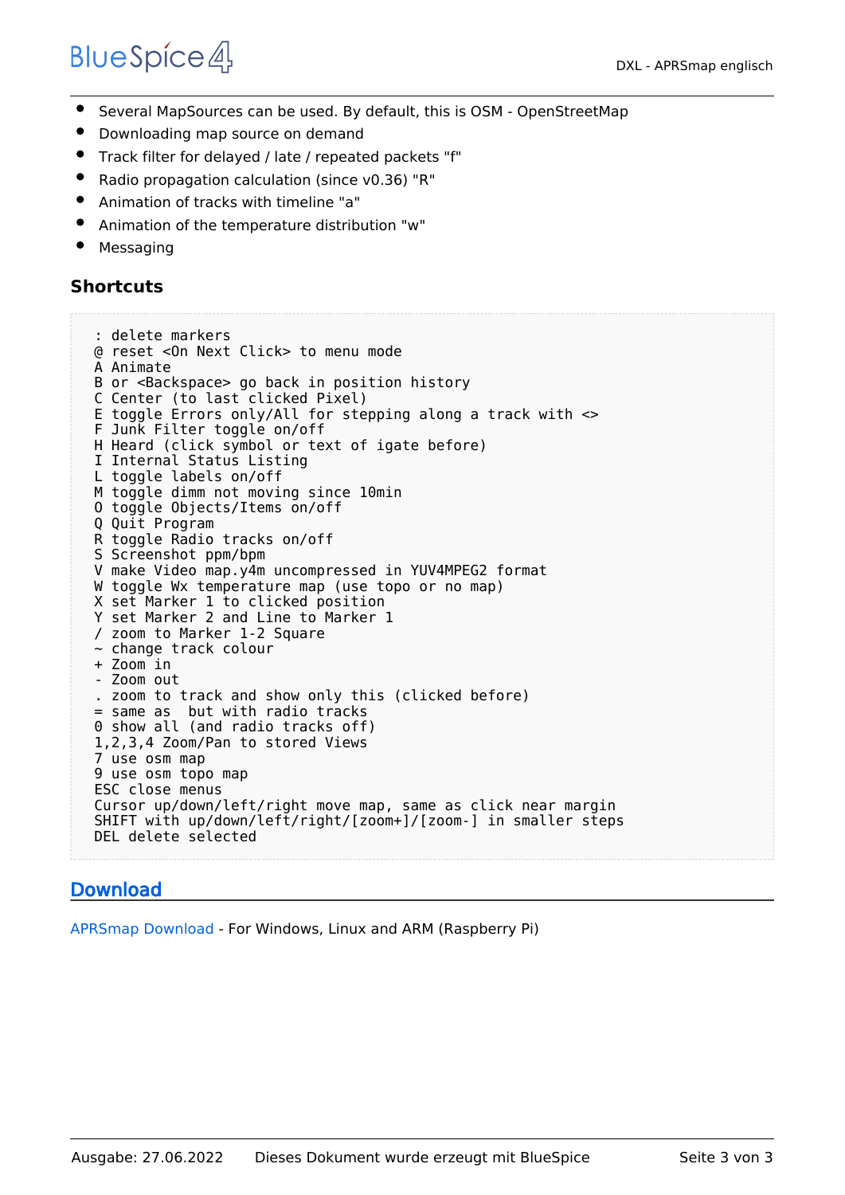- Several MapSources can be used. By default, this is OSM - OpenStreetMap
- Downloading map source on demand
- Track filter for delayed / late / repeated packets "f"
- Radio propagation calculation (since v0.36) "R"
- Animation of tracks with timeline "a"
- Animation of the temperature distribution "w"
- Messaging

### Shortcuts

```
: delete markers
@ reset <On Next Click> to menu mode
A Animate
B or <Backspace> go back in position history
C Center (to last clicked Pixel)
E toggle Errors only/All for stepping along a track with <>
F Junk Filter toggle on/off
H Heard (click symbol or text of igate before)
I Internal Status Listing
L toggle labels on/off
M toggle dimm not moving since 10min
O toggle Objects/Items on/off
Q Quit Program
R toggle Radio tracks on/off
S Screenshot ppm/bpm
V make Video map.y4m uncompressed in YUV4MPEG2 format
W toggle Wx temperature map (use topo or no map)
X set Marker 1 to clicked position
Y set Marker 2 and Line to Marker 1
/ zoom to Marker 1-2 Square
~ change track colour
+ Zoom in
- Zoom out
. zoom to track and show only this (clicked before)
= same as  but with radio tracks
0 show all (and radio tracks off)
1,2,3,4 Zoom/Pan to stored Views
7 use osm map
9 use osm topo map
ESC close menus
Cursor up/down/left/right move map, same as click near margin
SHIFT with up/down/left/right/[zoom+]/[zoom-] in smaller steps
DEL delete selected
```

## Download

APRSmap Download - For Windows, Linux and ARM (Raspberry Pi)